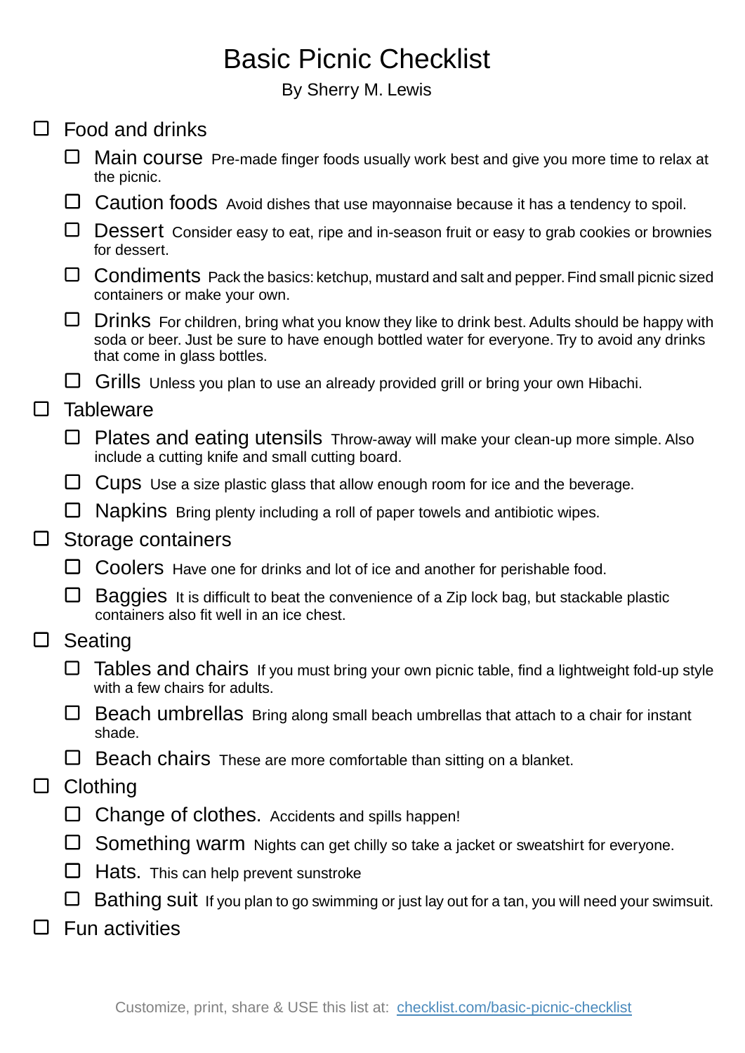# Basic Picnic Checklist

By Sherry M. Lewis

- [ ] Food and drinks
    - [ ] Main course Pre-made finger foods usually work best and give you more time to relax at the picnic.
    - [ ] Caution foods Avoid dishes that use mayonnaise because it has a tendency to spoil.
    - [ ] Dessert Consider easy to eat, ripe and in-season fruit or easy to grab cookies or brownies for dessert.
    - [ ] Condiments Pack the basics: ketchup, mustard and salt and pepper. Find small picnic sized containers or make your own.
    - [ ] Drinks For children, bring what you know they like to drink best. Adults should be happy with soda or beer. Just be sure to have enough bottled water for everyone. Try to avoid any drinks that come in glass bottles.
    - [ ] Grills Unless you plan to use an already provided grill or bring your own Hibachi.
- [ ] Tableware
    - [ ] Plates and eating utensils Throw-away will make your clean-up more simple. Also include a cutting knife and small cutting board.
    - [ ] Cups Use a size plastic glass that allow enough room for ice and the beverage.
    - [ ] Napkins Bring plenty including a roll of paper towels and antibiotic wipes.
- [ ] Storage containers
    - [ ] Coolers Have one for drinks and lot of ice and another for perishable food.
    - [ ] Baggies It is difficult to beat the convenience of a Zip lock bag, but stackable plastic containers also fit well in an ice chest.
- [ ] Seating
    - [ ] Tables and chairs If you must bring your own picnic table, find a lightweight fold-up style with a few chairs for adults.
    - [ ] Beach umbrellas Bring along small beach umbrellas that attach to a chair for instant shade.
    - [ ] Beach chairs These are more comfortable than sitting on a blanket.
- [ ] Clothing
    - [ ] Change of clothes. Accidents and spills happen!
    - [ ] Something warm Nights can get chilly so take a jacket or sweatshirt for everyone.
    - [ ] Hats. This can help prevent sunstroke
    - [ ] Bathing suit If you plan to go swimming or just lay out for a tan, you will need your swimsuit.
- [ ] Fun activities

Customize, print, share & USE this list at: [checklist.com/basic-picnic-checklist](https://checklist.com/basic-picnic-checklist)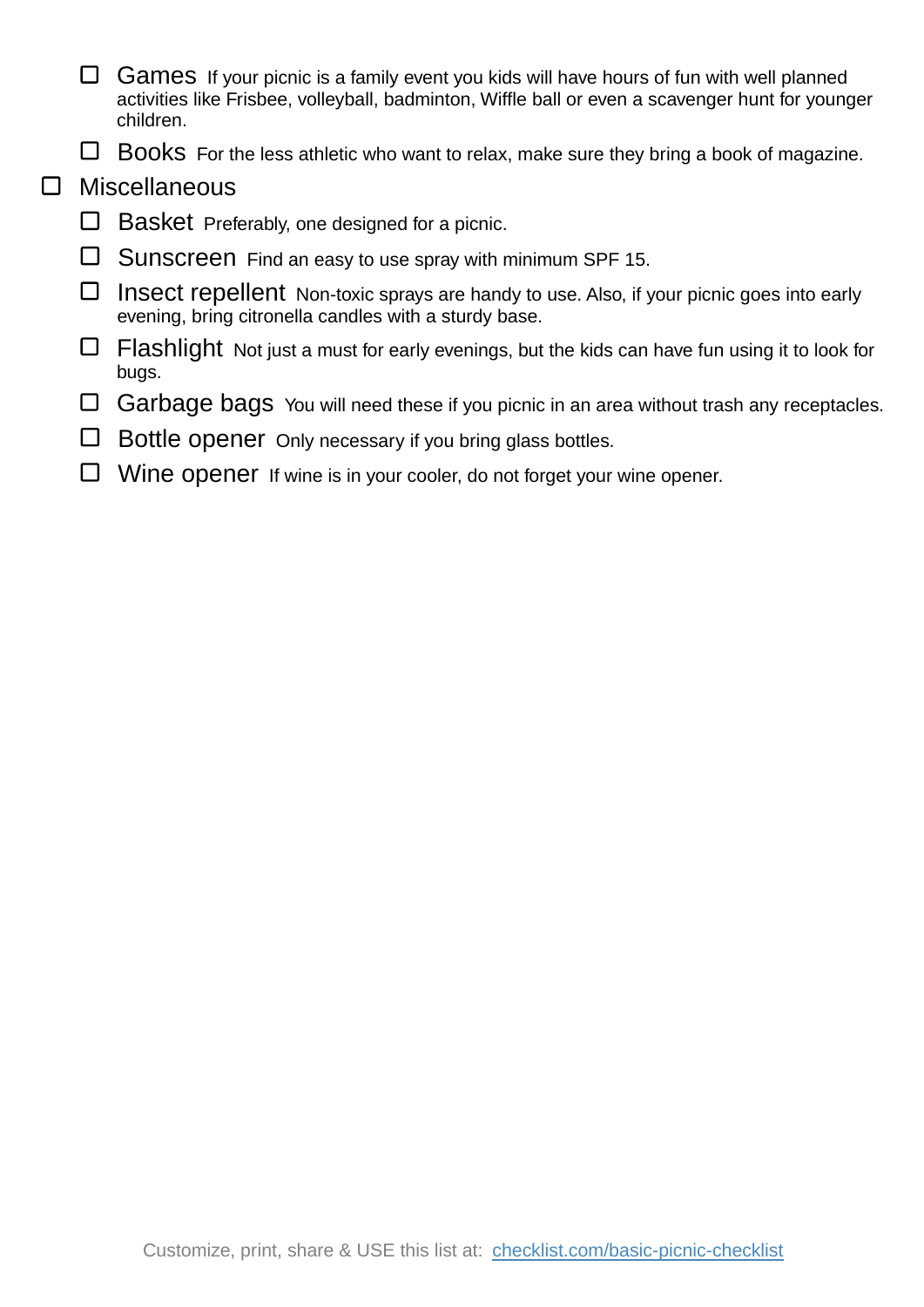- [ ] Games If your picnic is a family event you kids will have hours of fun with well planned activities like Frisbee, volleyball, badminton, Wiffle ball or even a scavenger hunt for younger children.
- [ ] Books For the less athletic who want to relax, make sure they bring a book of magazine.

- [ ] Miscellaneous
  - [ ] Basket Preferably, one designed for a picnic.
  - [ ] Sunscreen Find an easy to use spray with minimum SPF 15.
  - [ ] Insect repellent Non-toxic sprays are handy to use. Also, if your picnic goes into early evening, bring citronella candles with a sturdy base.
  - [ ] Flashlight Not just a must for early evenings, but the kids can have fun using it to look for bugs.
  - [ ] Garbage bags You will need these if you picnic in an area without trash any receptacles.
  - [ ] Bottle opener Only necessary if you bring glass bottles.
  - [ ] Wine opener If wine is in your cooler, do not forget your wine opener.

Customize, print, share & USE this list at: [checklist.com/basic-picnic-checklist](https://checklist.com/basic-picnic-checklist)